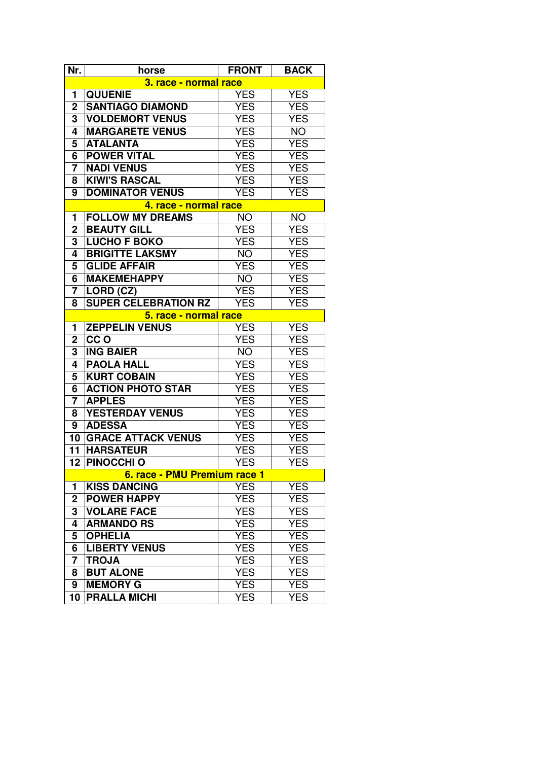| Nr. | horse | FRONT | BACK |
|---|---|---|---|
| **3. race - normal race** | | | |
| 1 | QUUENIE | YES | YES |
| 2 | SANTIAGO DIAMOND | YES | YES |
| 3 | VOLDEMORT VENUS | YES | YES |
| 4 | MARGARETE VENUS | YES | NO |
| 5 | ATALANTA | YES | YES |
| 6 | POWER VITAL | YES | YES |
| 7 | NADI VENUS | YES | YES |
| 8 | KIWI'S RASCAL | YES | YES |
| 9 | DOMINATOR VENUS | YES | YES |
| **4. race - normal race** | | | |
| 1 | FOLLOW MY DREAMS | NO | NO |
| 2 | BEAUTY GILL | YES | YES |
| 3 | LUCHO F BOKO | YES | YES |
| 4 | BRIGITTE LAKSMY | NO | YES |
| 5 | GLIDE AFFAIR | YES | YES |
| 6 | MAKEMEHAPPY | NO | YES |
| 7 | LORD (CZ) | YES | YES |
| 8 | SUPER CELEBRATION RZ | YES | YES |
| **5. race - normal race** | | | |
| 1 | ZEPPELIN VENUS | YES | YES |
| 2 | CC O | YES | YES |
| 3 | ING BAIER | NO | YES |
| 4 | PAOLA HALL | YES | YES |
| 5 | KURT COBAIN | YES | YES |
| 6 | ACTION PHOTO STAR | YES | YES |
| 7 | APPLES | YES | YES |
| 8 | YESTERDAY VENUS | YES | YES |
| 9 | ADESSA | YES | YES |
| 10 | GRACE ATTACK VENUS | YES | YES |
| 11 | HARSATEUR | YES | YES |
| 12 | PINOCCHI O | YES | YES |
| **6. race - PMU Premium race 1** | | | |
| 1 | KISS DANCING | YES | YES |
| 2 | POWER HAPPY | YES | YES |
| 3 | VOLARE FACE | YES | YES |
| 4 | ARMANDO RS | YES | YES |
| 5 | OPHELIA | YES | YES |
| 6 | LIBERTY VENUS | YES | YES |
| 7 | TROJA | YES | YES |
| 8 | BUT ALONE | YES | YES |
| 9 | MEMORY G | YES | YES |
| 10 | PRALLA MICHI | YES | YES |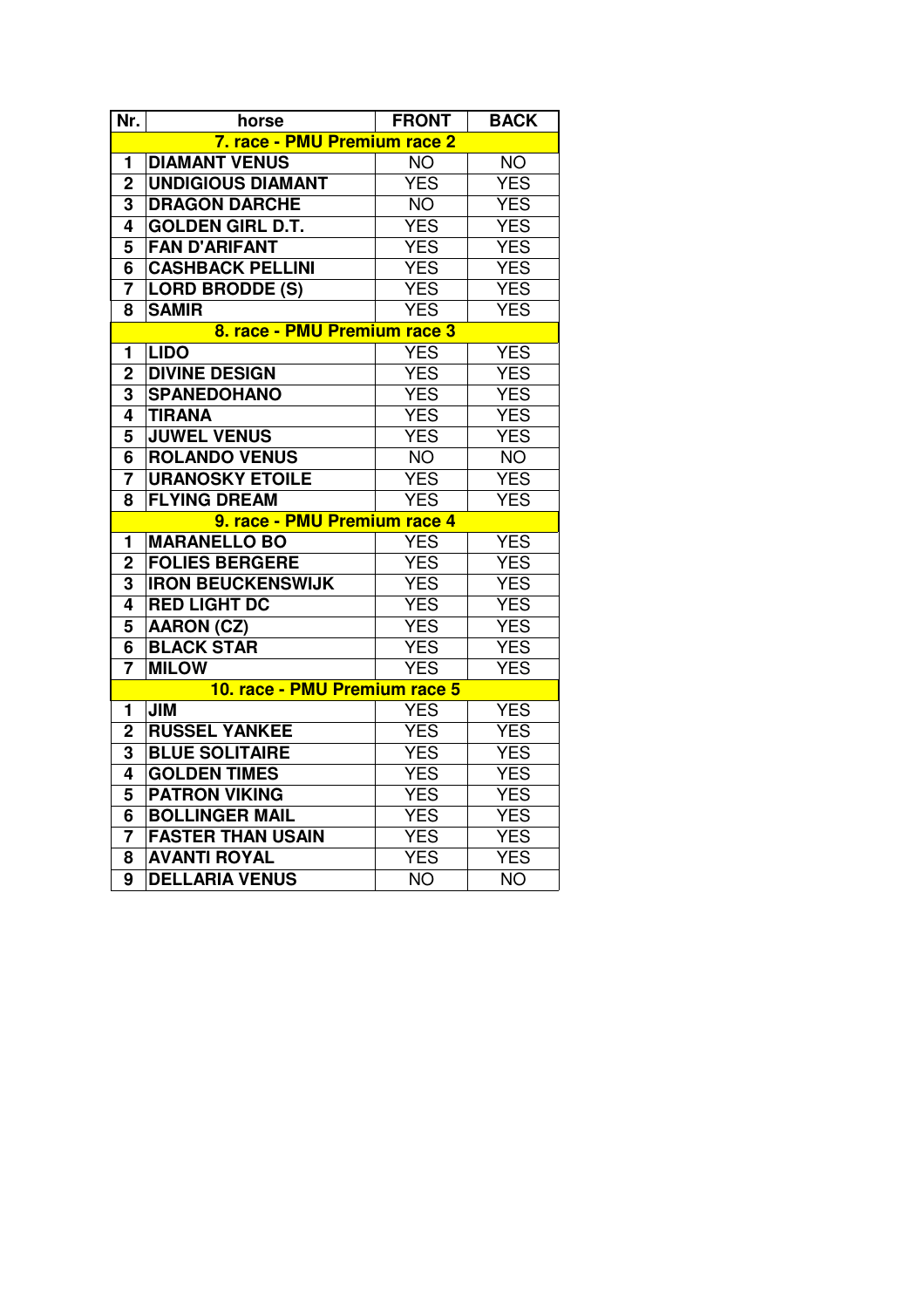| Nr. | horse | FRONT | BACK |
|---|---|---|---|
| **7. race - PMU Premium race 2** | | | |
| 1 | DIAMANT VENUS | NO | NO |
| 2 | UNDIGIOUS DIAMANT | YES | YES |
| 3 | DRAGON DARCHE | NO | YES |
| 4 | GOLDEN GIRL D.T. | YES | YES |
| 5 | FAN D'ARIFANT | YES | YES |
| 6 | CASHBACK PELLINI | YES | YES |
| 7 | LORD BRODDE (S) | YES | YES |
| 8 | SAMIR | YES | YES |
| **8. race - PMU Premium race 3** | | | |
| 1 | LIDO | YES | YES |
| 2 | DIVINE DESIGN | YES | YES |
| 3 | SPANEDOHANO | YES | YES |
| 4 | TIRANA | YES | YES |
| 5 | JUWEL VENUS | YES | YES |
| 6 | ROLANDO VENUS | NO | NO |
| 7 | URANOSKY ETOILE | YES | YES |
| 8 | FLYING DREAM | YES | YES |
| **9. race - PMU Premium race 4** | | | |
| 1 | MARANELLO BO | YES | YES |
| 2 | FOLIES BERGERE | YES | YES |
| 3 | IRON BEUCKENSWIJK | YES | YES |
| 4 | RED LIGHT DC | YES | YES |
| 5 | AARON (CZ) | YES | YES |
| 6 | BLACK STAR | YES | YES |
| 7 | MILOW | YES | YES |
| **10. race - PMU Premium race 5** | | | |
| 1 | JIM | YES | YES |
| 2 | RUSSEL YANKEE | YES | YES |
| 3 | BLUE SOLITAIRE | YES | YES |
| 4 | GOLDEN TIMES | YES | YES |
| 5 | PATRON VIKING | YES | YES |
| 6 | BOLLINGER MAIL | YES | YES |
| 7 | FASTER THAN USAIN | YES | YES |
| 8 | AVANTI ROYAL | YES | YES |
| 9 | DELLARIA VENUS | NO | NO |